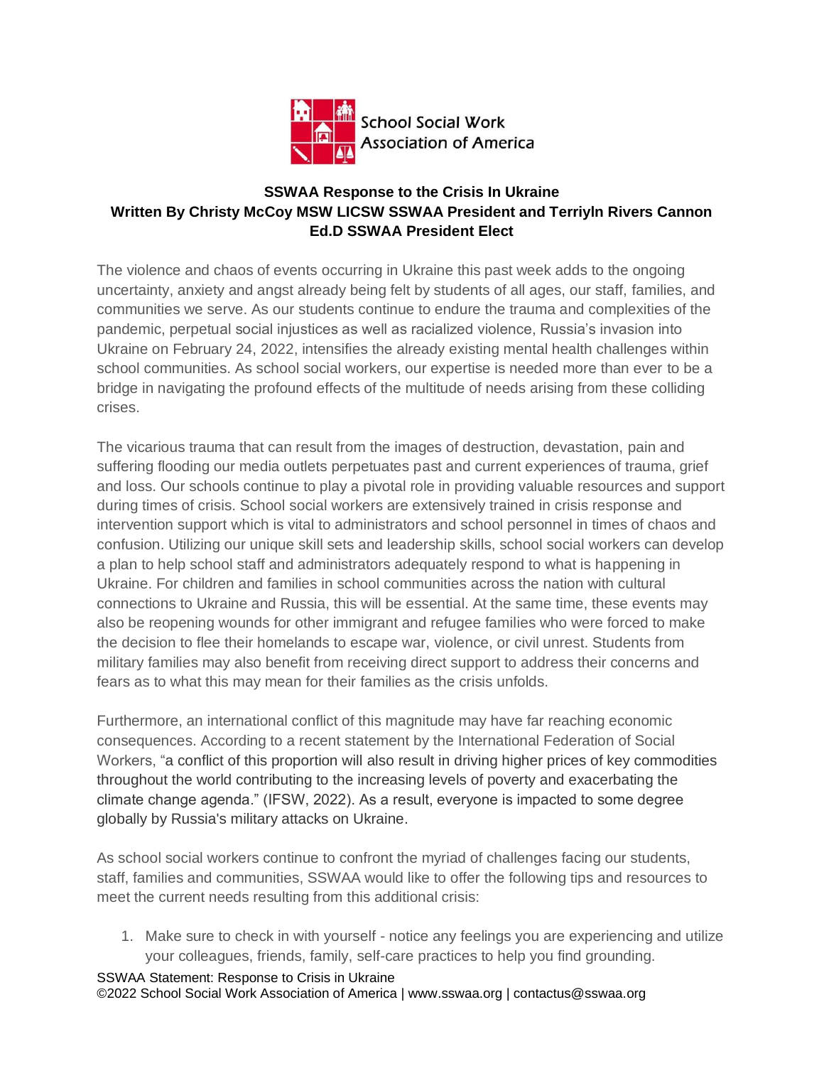School Social Work Association of America

**SSWAA Response to the Crisis In Ukraine**
**Written By Christy McCoy MSW LICSW SSWAA President and Terriyln Rivers Cannon Ed.D SSWAA President Elect**

The violence and chaos of events occurring in Ukraine this past week adds to the ongoing uncertainty, anxiety and angst already being felt by students of all ages, our staff, families, and communities we serve. As our students continue to endure the trauma and complexities of the pandemic, perpetual social injustices as well as racialized violence, Russia's invasion into Ukraine on February 24, 2022, intensifies the already existing mental health challenges within school communities. As school social workers, our expertise is needed more than ever to be a bridge in navigating the profound effects of the multitude of needs arising from these colliding crises.

The vicarious trauma that can result from the images of destruction, devastation, pain and suffering flooding our media outlets perpetuates past and current experiences of trauma, grief and loss. Our schools continue to play a pivotal role in providing valuable resources and support during times of crisis. School social workers are extensively trained in crisis response and intervention support which is vital to administrators and school personnel in times of chaos and confusion. Utilizing our unique skill sets and leadership skills, school social workers can develop a plan to help school staff and administrators adequately respond to what is happening in Ukraine. For children and families in school communities across the nation with cultural connections to Ukraine and Russia, this will be essential. At the same time, these events may also be reopening wounds for other immigrant and refugee families who were forced to make the decision to flee their homelands to escape war, violence, or civil unrest. Students from military families may also benefit from receiving direct support to address their concerns and fears as to what this may mean for their families as the crisis unfolds.

Furthermore, an international conflict of this magnitude may have far reaching economic consequences. According to a recent statement by the International Federation of Social Workers, "a conflict of this proportion will also result in driving higher prices of key commodities throughout the world contributing to the increasing levels of poverty and exacerbating the climate change agenda." (IFSW, 2022). As a result, everyone is impacted to some degree globally by Russia's military attacks on Ukraine.

As school social workers continue to confront the myriad of challenges facing our students, staff, families and communities, SSWAA would like to offer the following tips and resources to meet the current needs resulting from this additional crisis:

1. Make sure to check in with yourself - notice any feelings you are experiencing and utilize your colleagues, friends, family, self-care practices to help you find grounding.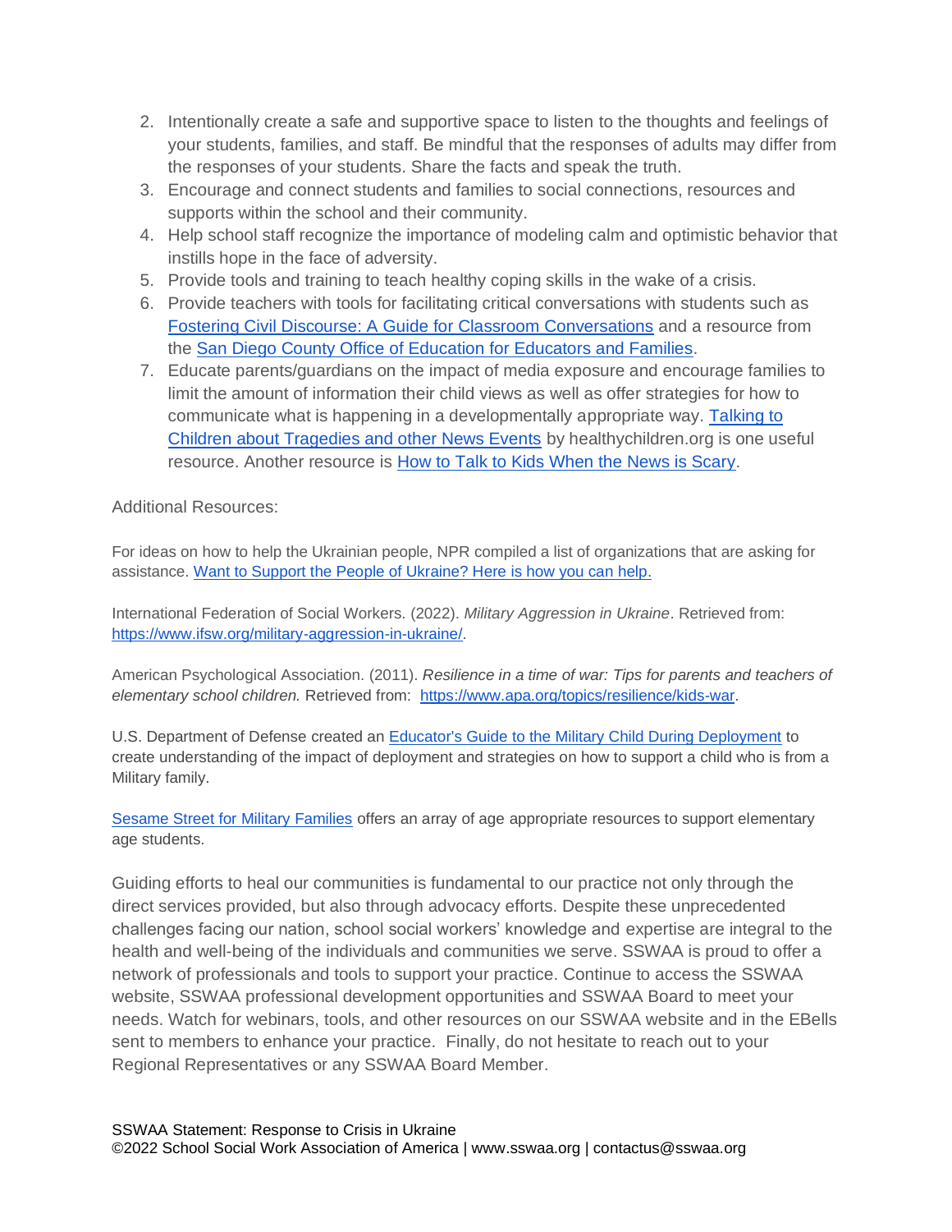2. Intentionally create a safe and supportive space to listen to the thoughts and feelings of your students, families, and staff. Be mindful that the responses of adults may differ from the responses of your students. Share the facts and speak the truth.
3. Encourage and connect students and families to social connections, resources and supports within the school and their community.
4. Help school staff recognize the importance of modeling calm and optimistic behavior that instills hope in the face of adversity.
5. Provide tools and training to teach healthy coping skills in the wake of a crisis.
6. Provide teachers with tools for facilitating critical conversations with students such as Fostering Civil Discourse: A Guide for Classroom Conversations and a resource from the San Diego County Office of Education for Educators and Families.
7. Educate parents/guardians on the impact of media exposure and encourage families to limit the amount of information their child views as well as offer strategies for how to communicate what is happening in a developmentally appropriate way. Talking to Children about Tragedies and other News Events by healthychildren.org is one useful resource. Another resource is How to Talk to Kids When the News is Scary.

Additional Resources:

For ideas on how to help the Ukrainian people, NPR compiled a list of organizations that are asking for assistance. Want to Support the People of Ukraine? Here is how you can help.

International Federation of Social Workers. (2022). *Military Aggression in Ukraine*. Retrieved from: https://www.ifsw.org/military-aggression-in-ukraine/.

American Psychological Association. (2011). *Resilience in a time of war: Tips for parents and teachers of elementary school children.* Retrieved from: https://www.apa.org/topics/resilience/kids-war.

U.S. Department of Defense created an Educator's Guide to the Military Child During Deployment to create understanding of the impact of deployment and strategies on how to support a child who is from a Military family.

Sesame Street for Military Families offers an array of age appropriate resources to support elementary age students.

Guiding efforts to heal our communities is fundamental to our practice not only through the direct services provided, but also through advocacy efforts. Despite these unprecedented challenges facing our nation, school social workers' knowledge and expertise are integral to the health and well-being of the individuals and communities we serve. SSWAA is proud to offer a network of professionals and tools to support your practice. Continue to access the SSWAA website, SSWAA professional development opportunities and SSWAA Board to meet your needs. Watch for webinars, tools, and other resources on our SSWAA website and in the EBells sent to members to enhance your practice. Finally, do not hesitate to reach out to your Regional Representatives or any SSWAA Board Member.